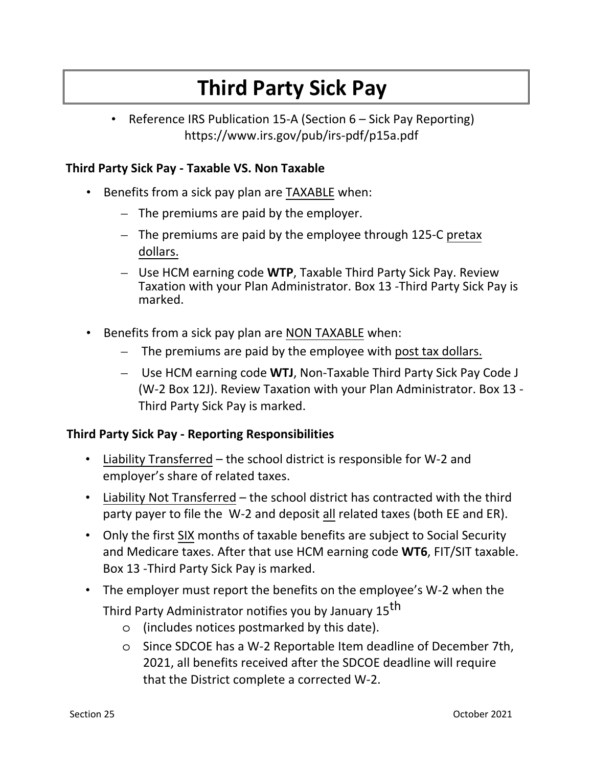# Third Party Sick Pay

- Reference IRS Publication 15-A (Section 6 – Sick Pay Reporting) https://www.irs.gov/pub/irs-pdf/p15a.pdf

### Third Party Sick Pay - Taxable VS. Non Taxable

- Benefits from a sick pay plan are TAXABLE when:
  - The premiums are paid by the employer.
  - The premiums are paid by the employee through 125-C pretax dollars.
  - Use HCM earning code **WTP**, Taxable Third Party Sick Pay. Review Taxation with your Plan Administrator. Box 13 -Third Party Sick Pay is marked.
- Benefits from a sick pay plan are NON TAXABLE when:
  - The premiums are paid by the employee with post tax dollars.
  - Use HCM earning code **WTJ**, Non-Taxable Third Party Sick Pay Code J (W-2 Box 12J). Review Taxation with your Plan Administrator. Box 13 - Third Party Sick Pay is marked.

### Third Party Sick Pay - Reporting Responsibilities

- Liability Transferred – the school district is responsible for W-2 and employer's share of related taxes.
- Liability Not Transferred – the school district has contracted with the third party payer to file the W-2 and deposit all related taxes (both EE and ER).
- Only the first SIX months of taxable benefits are subject to Social Security and Medicare taxes. After that use HCM earning code **WT6**, FIT/SIT taxable. Box 13 -Third Party Sick Pay is marked.
- The employer must report the benefits on the employee's W-2 when the Third Party Administrator notifies you by January 15th
  - (includes notices postmarked by this date).
  - Since SDCOE has a W-2 Reportable Item deadline of December 7th, 2021, all benefits received after the SDCOE deadline will require that the District complete a corrected W-2.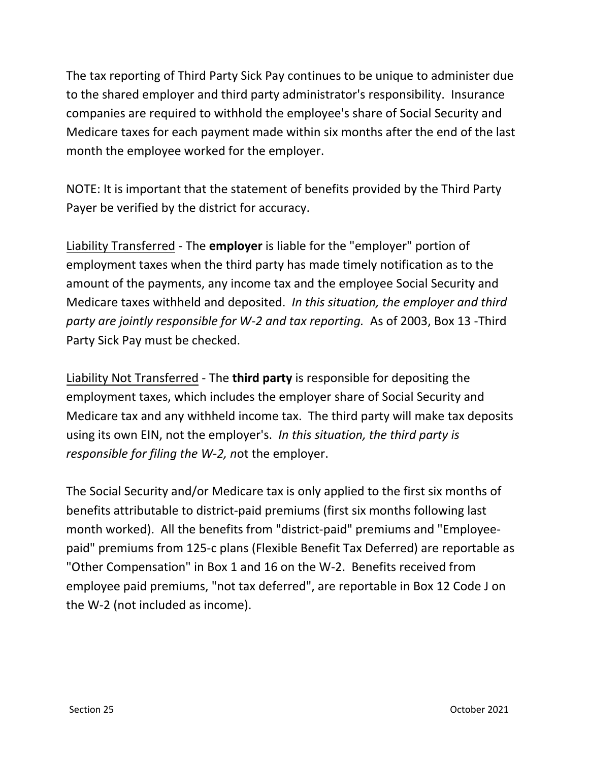The tax reporting of Third Party Sick Pay continues to be unique to administer due to the shared employer and third party administrator's responsibility. Insurance companies are required to withhold the employee's share of Social Security and Medicare taxes for each payment made within six months after the end of the last month the employee worked for the employer.

NOTE: It is important that the statement of benefits provided by the Third Party Payer be verified by the district for accuracy.

Liability Transferred - The **employer** is liable for the "employer" portion of employment taxes when the third party has made timely notification as to the amount of the payments, any income tax and the employee Social Security and Medicare taxes withheld and deposited. *In this situation, the employer and third party are jointly responsible for W-2 and tax reporting.* As of 2003, Box 13 -Third Party Sick Pay must be checked.

Liability Not Transferred - The **third party** is responsible for depositing the employment taxes, which includes the employer share of Social Security and Medicare tax and any withheld income tax. The third party will make tax deposits using its own EIN, not the employer's. *In this situation, the third party is responsible for filing the W-2, n*ot the employer.

The Social Security and/or Medicare tax is only applied to the first six months of benefits attributable to district-paid premiums (first six months following last month worked). All the benefits from "district-paid" premiums and "Employee-paid" premiums from 125-c plans (Flexible Benefit Tax Deferred) are reportable as "Other Compensation" in Box 1 and 16 on the W-2. Benefits received from employee paid premiums, "not tax deferred", are reportable in Box 12 Code J on the W-2 (not included as income).